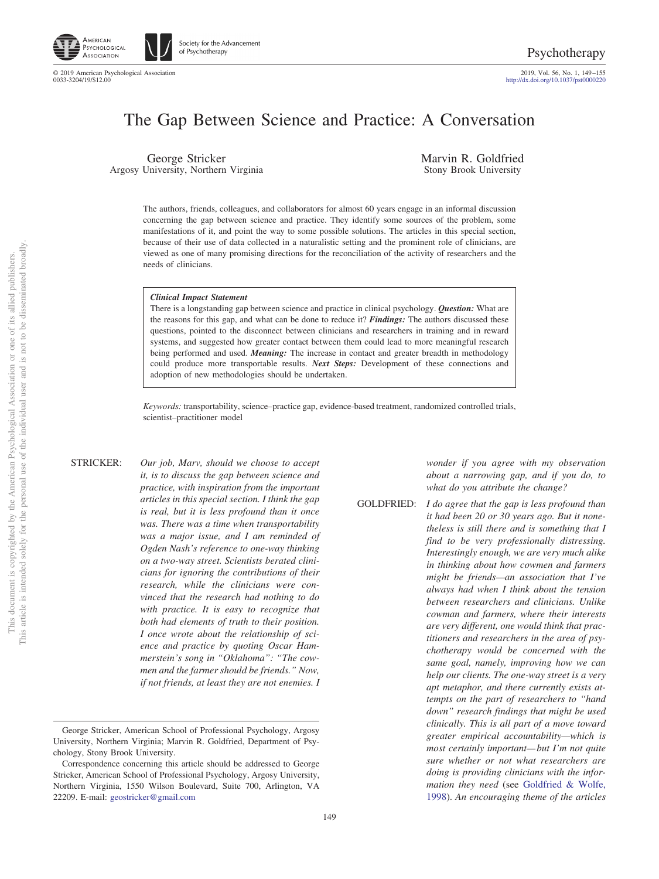# The Gap Between Science and Practice: A Conversation

George Stricker
Argosy University, Northern Virginia

Marvin R. Goldfried
Stony Brook University

The authors, friends, colleagues, and collaborators for almost 60 years engage in an informal discussion concerning the gap between science and practice. They identify some sources of the problem, some manifestations of it, and point the way to some possible solutions. The articles in this special section, because of their use of data collected in a naturalistic setting and the prominent role of clinicians, are viewed as one of many promising directions for the reconciliation of the activity of researchers and the needs of clinicians.

> ***Clinical Impact Statement***
> There is a longstanding gap between science and practice in clinical psychology. ***Question:*** What are the reasons for this gap, and what can be done to reduce it? ***Findings:*** The authors discussed these questions, pointed to the disconnect between clinicians and researchers in training and in reward systems, and suggested how greater contact between them could lead to more meaningful research being performed and used. ***Meaning:*** The increase in contact and greater breadth in methodology could produce more transportable results. ***Next Steps:*** Development of these connections and adoption of new methodologies should be undertaken.

*Keywords:* transportability, science–practice gap, evidence-based treatment, randomized controlled trials, scientist–practitioner model

STRICKER: *Our job, Marv, should we choose to accept it, is to discuss the gap between science and practice, with inspiration from the important articles in this special section. I think the gap is real, but it is less profound than it once was. There was a time when transportability was a major issue, and I am reminded of Ogden Nash's reference to one-way thinking on a two-way street. Scientists berated clinicians for ignoring the contributions of their research, while the clinicians were convinced that the research had nothing to do with practice. It is easy to recognize that both had elements of truth to their position. I once wrote about the relationship of science and practice by quoting Oscar Hammerstein's song in "Oklahoma": "The cowmen and the farmer should be friends." Now, if not friends, at least they are not enemies. I wonder if you agree with my observation about a narrowing gap, and if you do, to what do you attribute the change?*

GOLDFRIED: *I do agree that the gap is less profound than it had been 20 or 30 years ago. But it nonetheless is still there and is something that I find to be very professionally distressing. Interestingly enough, we are very much alike in thinking about how cowmen and farmers might be friends—an association that I've always had when I think about the tension between researchers and clinicians. Unlike cowman and farmers, where their interests are very different, one would think that practitioners and researchers in the area of psychotherapy would be concerned with the same goal, namely, improving how we can help our clients. The one-way street is a very apt metaphor, and there currently exists attempts on the part of researchers to "hand down" research findings that might be used clinically. This is all part of a move toward greater empirical accountability—which is most certainly important—but I'm not quite sure whether or not what researchers are doing is providing clinicians with the information they need* (see Goldfried & Wolfe, 1998). *An encouraging theme of the articles*

---

George Stricker, American School of Professional Psychology, Argosy University, Northern Virginia; Marvin R. Goldfried, Department of Psychology, Stony Brook University.

Correspondence concerning this article should be addressed to George Stricker, American School of Professional Psychology, Argosy University, Northern Virginia, 1550 Wilson Boulevard, Suite 700, Arlington, VA 22209. E-mail: geostricker@gmail.com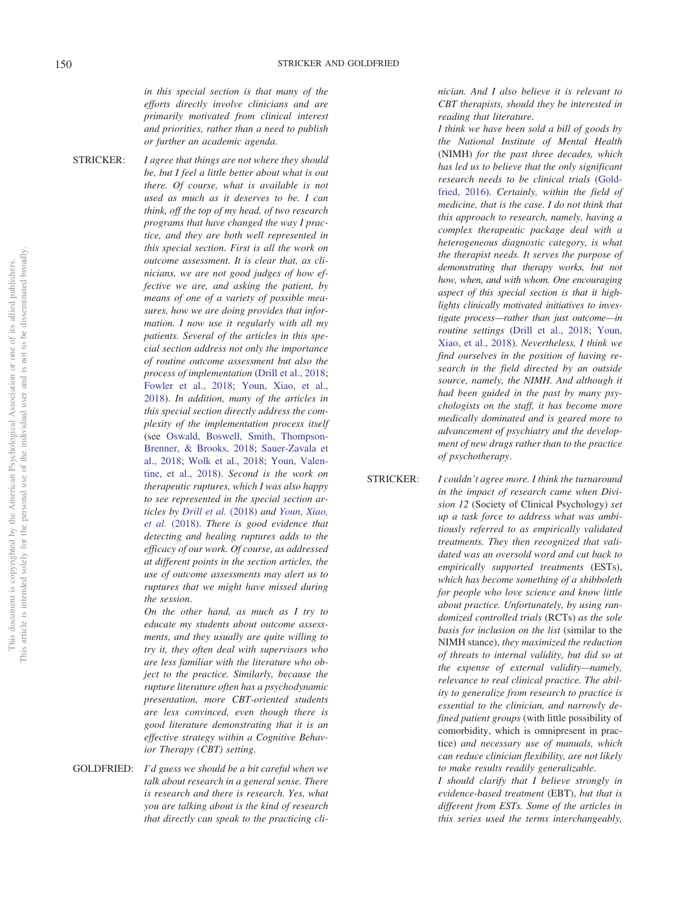*in this special section is that many of the efforts directly involve clinicians and are primarily motivated from clinical interest and priorities, rather than a need to publish or further an academic agenda.*

STRICKER: *I agree that things are not where they should be, but I feel a little better about what is out there. Of course, what is available is not used as much as it deserves to be. I can think, off the top of my head, of two research programs that have changed the way I practice, and they are both well represented in this special section. First is all the work on outcome assessment. It is clear that, as clinicians, we are not good judges of how effective we are, and asking the patient, by means of one of a variety of possible measures, how we are doing provides that information. I now use it regularly with all my patients. Several of the articles in this special section address not only the importance of routine outcome assessment but also the process of implementation* (Drill et al., 2018; Fowler et al., 2018; Youn, Xiao, et al., 2018). *In addition, many of the articles in this special section directly address the complexity of the implementation process itself* (see Oswald, Boswell, Smith, Thompson-Brenner, & Brooks, 2018; Sauer-Zavala et al., 2018; Wolk et al., 2018; Youn, Valentine, et al., 2018). *Second is the work on therapeutic ruptures, which I was also happy to see represented in the special section articles by Drill et al.* (2018) *and Youn, Xiao, et al.* (2018). *There is good evidence that detecting and healing ruptures adds to the efficacy of our work. Of course, as addressed at different points in the section articles, the use of outcome assessments may alert us to ruptures that we might have missed during the session.*

*On the other hand, as much as I try to educate my students about outcome assessments, and they usually are quite willing to try it, they often deal with supervisors who are less familiar with the literature who object to the practice. Similarly, because the rupture literature often has a psychodynamic presentation, more CBT-oriented students are less convinced, even though there is good literature demonstrating that it is an effective strategy within a Cognitive Behavior Therapy (CBT) setting.*

GOLDFRIED: *I'd guess we should be a bit careful when we talk about research in a general sense. There is research and there is research. Yes, what you are talking about is the kind of research that directly can speak to the practicing clinician. And I also believe it is relevant to CBT therapists, should they be interested in reading that literature.*

*I think we have been sold a bill of goods by the National Institute of Mental Health* (NIMH) *for the past three decades, which has led us to believe that the only significant research needs to be clinical trials* (Goldfried, 2016). *Certainly, within the field of medicine, that is the case. I do not think that this approach to research, namely, having a complex therapeutic package deal with a heterogeneous diagnostic category, is what the therapist needs. It serves the purpose of demonstrating that therapy works, but not how, when, and with whom. One encouraging aspect of this special section is that it highlights clinically motivated initiatives to investigate process—rather than just outcome—in routine settings* (Drill et al., 2018; Youn, Xiao, et al., 2018). *Nevertheless, I think we find ourselves in the position of having research in the field directed by an outside source, namely, the NIMH. And although it had been guided in the past by many psychologists on the staff, it has become more medically dominated and is geared more to advancement of psychiatry and the development of new drugs rather than to the practice of psychotherapy.*

STRICKER: *I couldn't agree more. I think the turnaround in the impact of research came when Division 12* (Society of Clinical Psychology) *set up a task force to address what was ambitiously referred to as empirically validated treatments. They then recognized that validated was an oversold word and cut back to empirically supported treatments* (ESTs), *which has become something of a shibboleth for people who love science and know little about practice. Unfortunately, by using randomized controlled trials* (RCTs) *as the sole basis for inclusion on the list* (similar to the NIMH stance), *they maximized the reduction of threats to internal validity, but did so at the expense of external validity—namely, relevance to real clinical practice. The ability to generalize from research to practice is essential to the clinician, and narrowly defined patient groups* (with little possibility of comorbidity, which is omnipresent in practice) *and necessary use of manuals, which can reduce clinician flexibility, are not likely to make results readily generalizable.*

*I should clarify that I believe strongly in evidence-based treatment* (EBT), *but that is different from ESTs. Some of the articles in this series used the terms interchangeably,*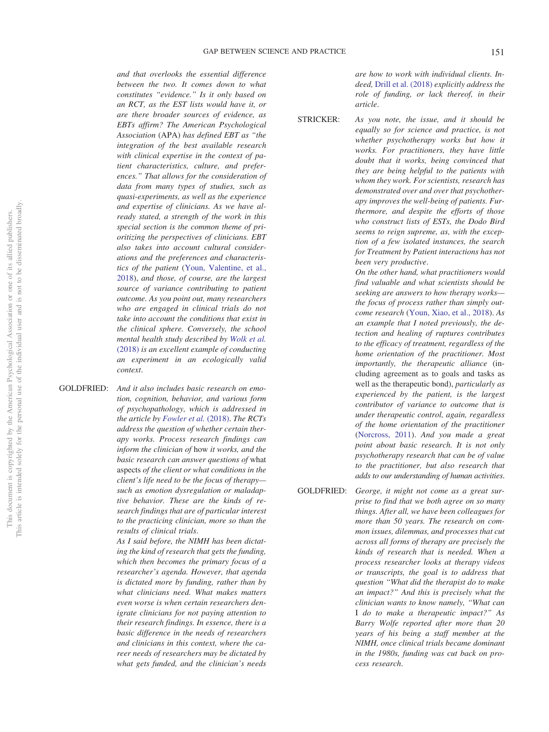*and that overlooks the essential difference between the two. It comes down to what constitutes "evidence." Is it only based on an RCT, as the EST lists would have it, or are there broader sources of evidence, as EBTs affirm? The American Psychological Association* (APA) *has defined EBT as "the integration of the best available research with clinical expertise in the context of patient characteristics, culture, and preferences." That allows for the consideration of data from many types of studies, such as quasi-experiments, as well as the experience and expertise of clinicians. As we have already stated, a strength of the work in this special section is the common theme of prioritizing the perspectives of clinicians. EBT also takes into account cultural considerations and the preferences and characteristics of the patient* (Youn, Valentine, et al., 2018), *and those, of course, are the largest source of variance contributing to patient outcome. As you point out, many researchers who are engaged in clinical trials do not take into account the conditions that exist in the clinical sphere. Conversely, the school mental health study described by* Wolk et al. (2018) *is an excellent example of conducting an experiment in an ecologically valid context.*

GOLDFRIED: *And it also includes basic research on emotion, cognition, behavior, and various form of psychopathology, which is addressed in the article by* Fowler et al. (2018). *The RCTs address the question of whether certain therapy works. Process research findings can inform the clinician of* how *it works, and the basic research can answer questions of* what aspects *of the client or what conditions in the client's life need to be the focus of therapy—such as emotion dysregulation or maladaptive behavior. These are the kinds of research findings that are of particular interest to the practicing clinician, more so than the results of clinical trials.*

*As I said before, the NIMH has been dictating the kind of research that gets the funding, which then becomes the primary focus of a researcher's agenda. However, that agenda is dictated more by funding, rather than by what clinicians need. What makes matters even worse is when certain researchers denigrate clinicians for not paying attention to their research findings. In essence, there is a basic difference in the needs of researchers and clinicians in this context, where the career needs of researchers may be dictated by what gets funded, and the clinician's needs are how to work with individual clients. Indeed,* Drill et al. (2018) *explicitly address the role of funding, or lack thereof, in their article.*

STRICKER: *As you note, the issue, and it should be equally so for science and practice, is not whether psychotherapy works but how it works. For practitioners, they have little doubt that it works, being convinced that they are being helpful to the patients with whom they work. For scientists, research has demonstrated over and over that psychotherapy improves the well-being of patients. Furthermore, and despite the efforts of those who construct lists of ESTs, the Dodo Bird seems to reign supreme, as, with the exception of a few isolated instances, the search for Treatment by Patient interactions has not been very productive.*

*On the other hand, what practitioners would find valuable and what scientists should be seeking are answers to how therapy works—the focus of process rather than simply outcome research* (Youn, Xiao, et al., 2018). *As an example that I noted previously, the detection and healing of ruptures contributes to the efficacy of treatment, regardless of the home orientation of the practitioner. Most importantly, the therapeutic alliance* (including agreement as to goals and tasks as well as the therapeutic bond), *particularly as experienced by the patient, is the largest contributor of variance to outcome that is under therapeutic control, again, regardless of the home orientation of the practitioner* (Norcross, 2011). *And you made a great point about basic research. It is not only psychotherapy research that can be of value to the practitioner, but also research that adds to our understanding of human activities.*

GOLDFRIED: *George, it might not come as a great surprise to find that we both agree on so many things. After all, we have been colleagues for more than 50 years. The research on common issues, dilemmas, and processes that cut across all forms of therapy are precisely the kinds of research that is needed. When a process researcher looks at therapy videos or transcripts, the goal is to address that question "What did the therapist do to make an impact?" And this is precisely what the clinician wants to know namely, "What can* I *do to make a therapeutic impact?" As Barry Wolfe reported after more than 20 years of his being a staff member at the NIMH, once clinical trials became dominant in the 1980s, funding was cut back on process research.*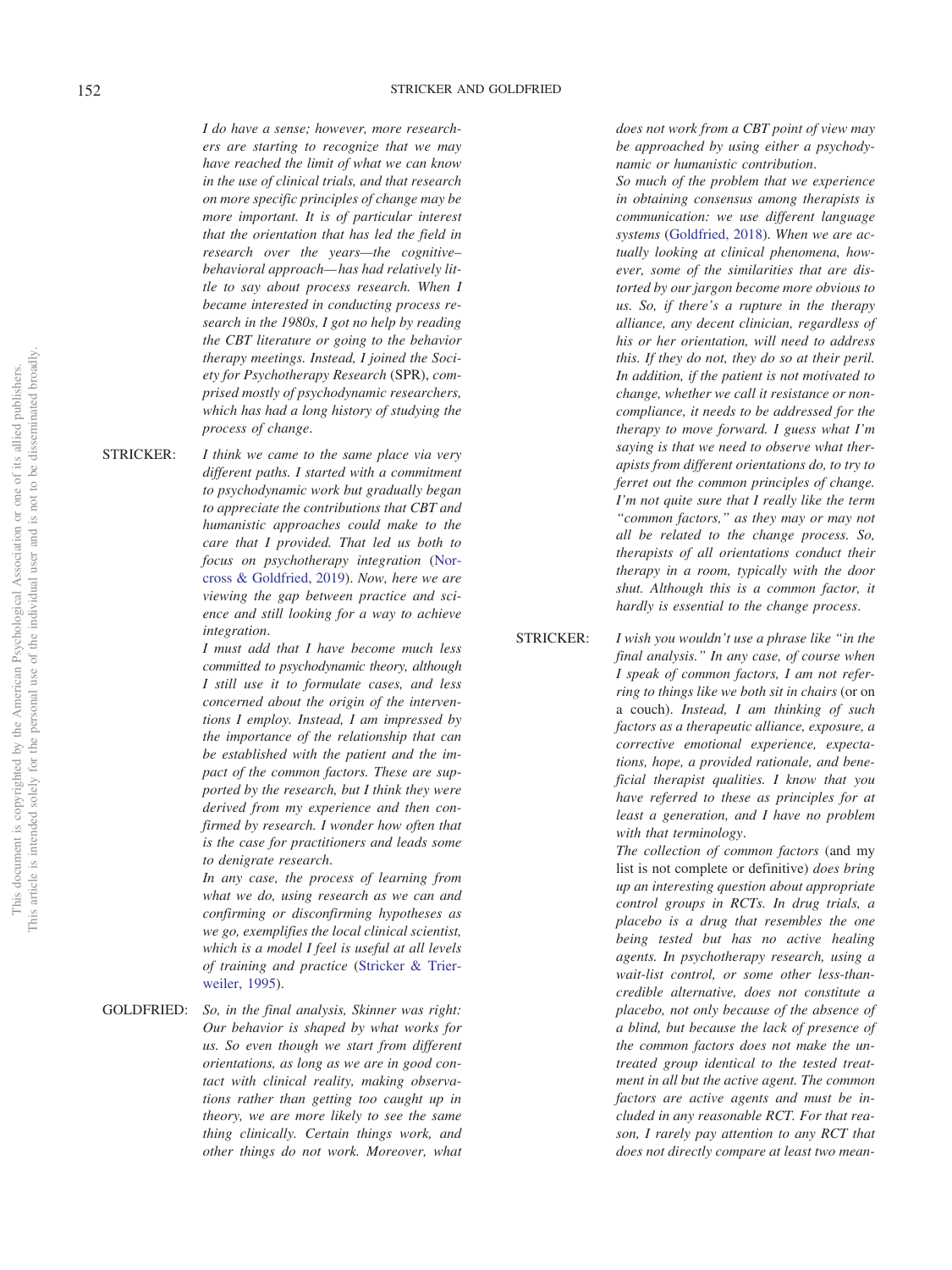*I do have a sense; however, more researchers are starting to recognize that we may have reached the limit of what we can know in the use of clinical trials, and that research on more specific principles of change may be more important. It is of particular interest that the orientation that has led the field in research over the years—the cognitive–behavioral approach—has had relatively little to say about process research. When I became interested in conducting process research in the 1980s, I got no help by reading the CBT literature or going to the behavior therapy meetings. Instead, I joined the Society for Psychotherapy Research* (SPR), *comprised mostly of psychodynamic researchers, which has had a long history of studying the process of change.*

STRICKER: *I think we came to the same place via very different paths. I started with a commitment to psychodynamic work but gradually began to appreciate the contributions that CBT and humanistic approaches could make to the care that I provided. That led us both to focus on psychotherapy integration* (Norcross & Goldfried, 2019). *Now, here we are viewing the gap between practice and science and still looking for a way to achieve integration.*

*I must add that I have become much less committed to psychodynamic theory, although I still use it to formulate cases, and less concerned about the origin of the interventions I employ. Instead, I am impressed by the importance of the relationship that can be established with the patient and the impact of the common factors. These are supported by the research, but I think they were derived from my experience and then confirmed by research. I wonder how often that is the case for practitioners and leads some to denigrate research.*

*In any case, the process of learning from what we do, using research as we can and confirming or disconfirming hypotheses as we go, exemplifies the local clinical scientist, which is a model I feel is useful at all levels of training and practice* (Stricker & Trierweiler, 1995).

GOLDFRIED: *So, in the final analysis, Skinner was right: Our behavior is shaped by what works for us. So even though we start from different orientations, as long as we are in good contact with clinical reality, making observations rather than getting too caught up in theory, we are more likely to see the same thing clinically. Certain things work, and other things do not work. Moreover, what does not work from a CBT point of view may be approached by using either a psychodynamic or humanistic contribution.*

*So much of the problem that we experience in obtaining consensus among therapists is communication: we use different language systems* (Goldfried, 2018). *When we are actually looking at clinical phenomena, however, some of the similarities that are distorted by our jargon become more obvious to us. So, if there's a rupture in the therapy alliance, any decent clinician, regardless of his or her orientation, will need to address this. If they do not, they do so at their peril. In addition, if the patient is not motivated to change, whether we call it resistance or noncompliance, it needs to be addressed for the therapy to move forward. I guess what I'm saying is that we need to observe what therapists from different orientations do, to try to ferret out the common principles of change. I'm not quite sure that I really like the term "common factors," as they may or may not all be related to the change process. So, therapists of all orientations conduct their therapy in a room, typically with the door shut. Although this is a common factor, it hardly is essential to the change process.*

STRICKER: *I wish you wouldn't use a phrase like "in the final analysis." In any case, of course when I speak of common factors, I am not referring to things like we both sit in chairs* (or on a couch). *Instead, I am thinking of such factors as a therapeutic alliance, exposure, a corrective emotional experience, expectations, hope, a provided rationale, and beneficial therapist qualities. I know that you have referred to these as principles for at least a generation, and I have no problem with that terminology.*

*The collection of common factors* (and my list is not complete or definitive) *does bring up an interesting question about appropriate control groups in RCTs. In drug trials, a placebo is a drug that resembles the one being tested but has no active healing agents. In psychotherapy research, using a wait-list control, or some other less-than-credible alternative, does not constitute a placebo, not only because of the absence of a blind, but because the lack of presence of the common factors does not make the untreated group identical to the tested treatment in all but the active agent. The common factors are active agents and must be included in any reasonable RCT. For that reason, I rarely pay attention to any RCT that does not directly compare at least two mean-*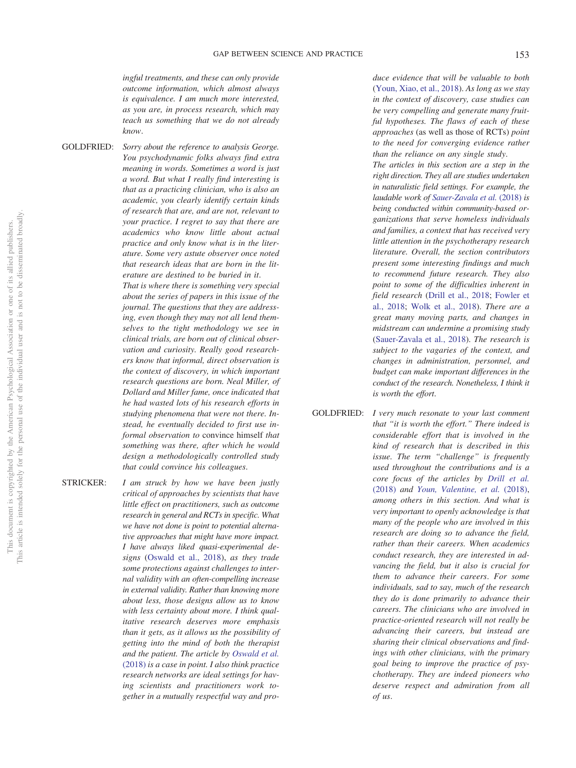*ingful treatments, and these can only provide outcome information, which almost always is equivalence. I am much more interested, as you are, in process research, which may teach us something that we do not already know.*

GOLDFRIED: *Sorry about the reference to analysis George. You psychodynamic folks always find extra meaning in words. Sometimes a word is just a word. But what I really find interesting is that as a practicing clinician, who is also an academic, you clearly identify certain kinds of research that are, and are not, relevant to your practice. I regret to say that there are academics who know little about actual practice and only know what is in the literature. Some very astute observer once noted that research ideas that are born in the literature are destined to be buried in it.*

*That is where there is something very special about the series of papers in this issue of the journal. The questions that they are addressing, even though they may not all lend themselves to the tight methodology we see in clinical trials, are born out of clinical observation and curiosity. Really good researchers know that informal, direct observation is the context of discovery, in which important research questions are born. Neal Miller, of Dollard and Miller fame, once indicated that he had wasted lots of his research efforts in studying phenomena that were not there. Instead, he eventually decided to first use informal observation to* convince himself *that something was there, after which he would design a methodologically controlled study that could convince his colleagues.*

STRICKER: *I am struck by how we have been justly critical of approaches by scientists that have little effect on practitioners, such as outcome research in general and RCTs in specific. What we have not done is point to potential alternative approaches that might have more impact. I have always liked quasi-experimental designs* (Oswald et al., 2018), *as they trade some protections against challenges to internal validity with an often-compelling increase in external validity. Rather than knowing more about less, those designs allow us to know with less certainty about more. I think qualitative research deserves more emphasis than it gets, as it allows us the possibility of getting into the mind of both the therapist and the patient. The article by* Oswald et al. (2018) *is a case in point. I also think practice research networks are ideal settings for having scientists and practitioners work together in a mutually respectful way and produce evidence that will be valuable to both* (Youn, Xiao, et al., 2018). *As long as we stay in the context of discovery, case studies can be very compelling and generate many fruitful hypotheses. The flaws of each of these approaches* (as well as those of RCTs) *point to the need for converging evidence rather than the reliance on any single study.*

*The articles in this section are a step in the right direction. They all are studies undertaken in naturalistic field settings. For example, the laudable work of* Sauer-Zavala et al. (2018) *is being conducted within community-based organizations that serve homeless individuals and families, a context that has received very little attention in the psychotherapy research literature. Overall, the section contributors present some interesting findings and much to recommend future research. They also point to some of the difficulties inherent in field research* (Drill et al., 2018; Fowler et al., 2018; Wolk et al., 2018). *There are a great many moving parts, and changes in midstream can undermine a promising study* (Sauer-Zavala et al., 2018). *The research is subject to the vagaries of the context, and changes in administration, personnel, and budget can make important differences in the conduct of the research. Nonetheless, I think it is worth the effort.*

GOLDFRIED: *I very much resonate to your last comment that "it is worth the effort." There indeed is considerable effort that is involved in the kind of research that is described in this issue. The term "challenge" is frequently used throughout the contributions and is a core focus of the articles by Drill et al. (2018) and Youn, Valentine, et al. (2018), among others in this section. And what is very important to openly acknowledge is that many of the people who are involved in this research are doing so to advance the field, rather than their careers. When academics conduct research, they are interested in advancing the field, but it also is crucial for them to advance their careers. For some individuals, sad to say, much of the research they do is done primarily to advance their careers. The clinicians who are involved in practice-oriented research will not really be advancing their careers, but instead are sharing their clinical observations and findings with other clinicians, with the primary goal being to improve the practice of psychotherapy. They are indeed pioneers who deserve respect and admiration from all of us.*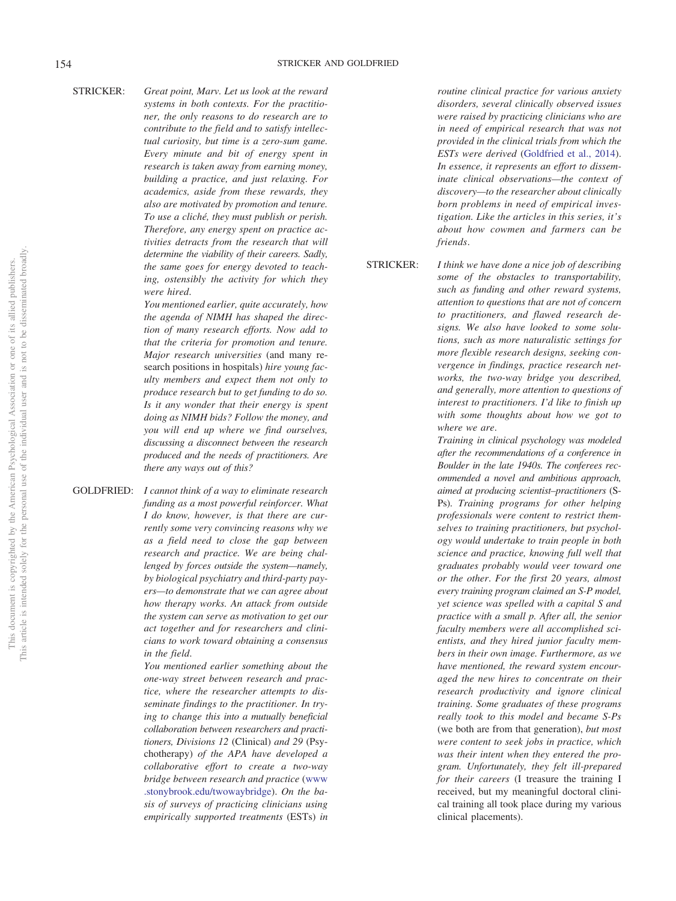STRICKER: *Great point, Marv. Let us look at the reward systems in both contexts. For the practitioner, the only reasons to do research are to contribute to the field and to satisfy intellectual curiosity, but time is a zero-sum game. Every minute and bit of energy spent in research is taken away from earning money, building a practice, and just relaxing. For academics, aside from these rewards, they also are motivated by promotion and tenure. To use a cliché, they must publish or perish. Therefore, any energy spent on practice activities detracts from the research that will determine the viability of their careers. Sadly, the same goes for energy devoted to teaching, ostensibly the activity for which they were hired.*

*You mentioned earlier, quite accurately, how the agenda of NIMH has shaped the direction of many research efforts. Now add to that the criteria for promotion and tenure. Major research universities* (and many research positions in hospitals) *hire young faculty members and expect them not only to produce research but to get funding to do so. Is it any wonder that their energy is spent doing as NIMH bids? Follow the money, and you will end up where we find ourselves, discussing a disconnect between the research produced and the needs of practitioners. Are there any ways out of this?*

GOLDFRIED: *I cannot think of a way to eliminate research funding as a most powerful reinforcer. What I do know, however, is that there are currently some very convincing reasons why we as a field need to close the gap between research and practice. We are being challenged by forces outside the system—namely, by biological psychiatry and third-party payers—to demonstrate that we can agree about how therapy works. An attack from outside the system can serve as motivation to get our act together and for researchers and clinicians to work toward obtaining a consensus in the field.*

*You mentioned earlier something about the one-way street between research and practice, where the researcher attempts to disseminate findings to the practitioner. In trying to change this into a mutually beneficial collaboration between researchers and practitioners, Divisions 12* (Clinical) *and 29* (Psychotherapy) *of the APA have developed a collaborative effort to create a two-way bridge between research and practice* (www.stonybrook.edu/twowaybridge). *On the basis of surveys of practicing clinicians using empirically supported treatments* (ESTs) *in routine clinical practice for various anxiety disorders, several clinically observed issues were raised by practicing clinicians who are in need of empirical research that was not provided in the clinical trials from which the ESTs were derived* (Goldfried et al., 2014). *In essence, it represents an effort to disseminate clinical observations—the context of discovery—to the researcher about clinically born problems in need of empirical investigation. Like the articles in this series, it's about how cowmen and farmers can be friends.*

STRICKER: *I think we have done a nice job of describing some of the obstacles to transportability, such as funding and other reward systems, attention to questions that are not of concern to practitioners, and flawed research designs. We also have looked to some solutions, such as more naturalistic settings for more flexible research designs, seeking convergence in findings, practice research networks, the two-way bridge you described, and generally, more attention to questions of interest to practitioners. I'd like to finish up with some thoughts about how we got to where we are.*

*Training in clinical psychology was modeled after the recommendations of a conference in Boulder in the late 1940s. The conferees recommended a novel and ambitious approach, aimed at producing scientist–practitioners* (S-Ps). *Training programs for other helping professionals were content to restrict themselves to training practitioners, but psychology would undertake to train people in both science and practice, knowing full well that graduates probably would veer toward one or the other. For the first 20 years, almost every training program claimed an S-P model, yet science was spelled with a capital S and practice with a small p. After all, the senior faculty members were all accomplished scientists, and they hired junior faculty members in their own image. Furthermore, as we have mentioned, the reward system encouraged the new hires to concentrate on their research productivity and ignore clinical training. Some graduates of these programs really took to this model and became S-Ps* (we both are from that generation), *but most were content to seek jobs in practice, which was their intent when they entered the program. Unfortunately, they felt ill-prepared for their careers* (I treasure the training I received, but my meaningful doctoral clinical training all took place during my various clinical placements).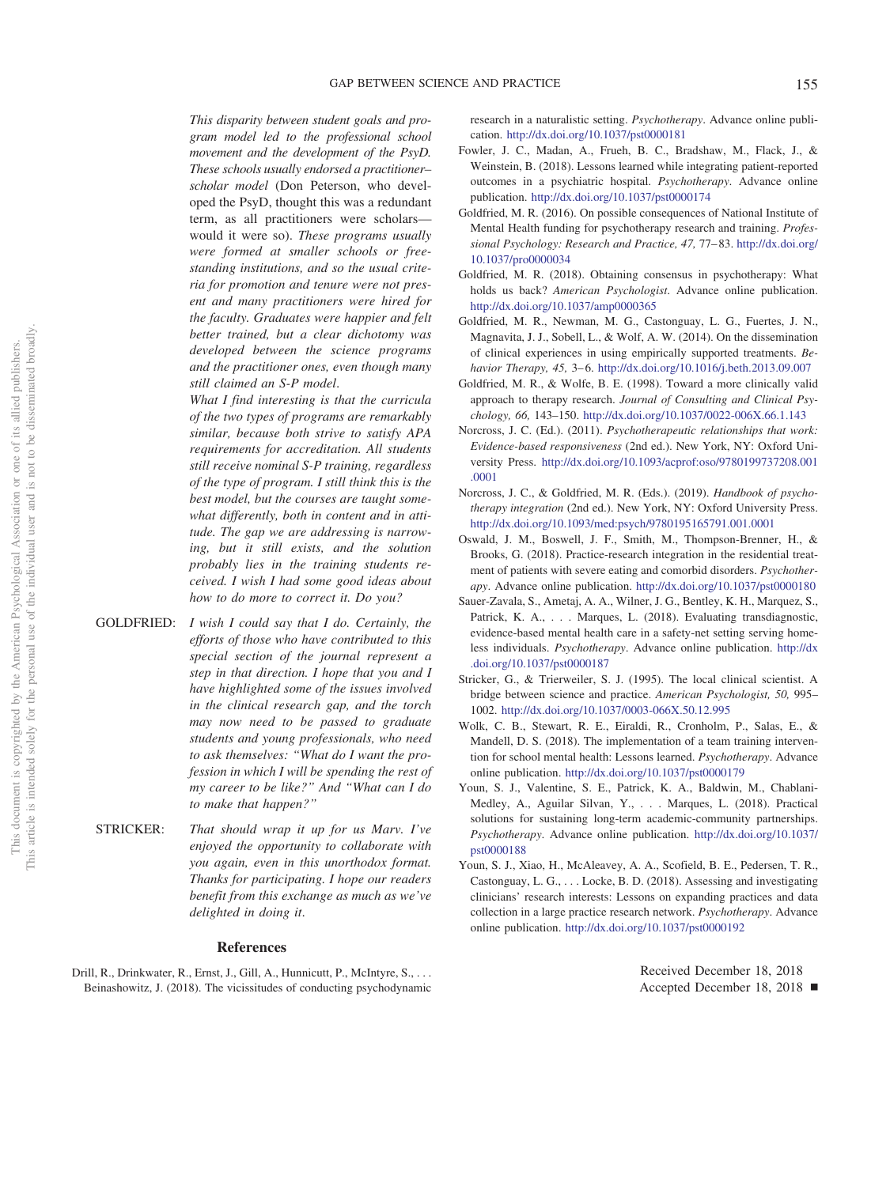*This disparity between student goals and program model led to the professional school movement and the development of the PsyD. These schools usually endorsed a practitioner–scholar model* (Don Peterson, who developed the PsyD, thought this was a redundant term, as all practitioners were scholars—would it were so). *These programs usually were formed at smaller schools or free-standing institutions, and so the usual criteria for promotion and tenure were not present and many practitioners were hired for the faculty. Graduates were happier and felt better trained, but a clear dichotomy was developed between the science programs and the practitioner ones, even though many still claimed an S-P model.*

*What I find interesting is that the curricula of the two types of programs are remarkably similar, because both strive to satisfy APA requirements for accreditation. All students still receive nominal S-P training, regardless of the type of program. I still think this is the best model, but the courses are taught somewhat differently, both in content and in attitude. The gap we are addressing is narrowing, but it still exists, and the solution probably lies in the training students received. I wish I had some good ideas about how to do more to correct it. Do you?*

GOLDFRIED: *I wish I could say that I do. Certainly, the efforts of those who have contributed to this special section of the journal represent a step in that direction. I hope that you and I have highlighted some of the issues involved in the clinical research gap, and the torch may now need to be passed to graduate students and young professionals, who need to ask themselves: "What do I want the profession in which I will be spending the rest of my career to be like?" And "What can I do to make that happen?"*

STRICKER: *That should wrap it up for us Marv. I've enjoyed the opportunity to collaborate with you again, even in this unorthodox format. Thanks for participating. I hope our readers benefit from this exchange as much as we've delighted in doing it.*

## References

Drill, R., Drinkwater, R., Ernst, J., Gill, A., Hunnicutt, P., McIntyre, S., . . . Beinashowitz, J. (2018). The vicissitudes of conducting psychodynamic research in a naturalistic setting. *Psychotherapy*. Advance online publication. http://dx.doi.org/10.1037/pst0000181

Fowler, J. C., Madan, A., Frueh, B. C., Bradshaw, M., Flack, J., & Weinstein, B. (2018). Lessons learned while integrating patient-reported outcomes in a psychiatric hospital. *Psychotherapy*. Advance online publication. http://dx.doi.org/10.1037/pst0000174

Goldfried, M. R. (2016). On possible consequences of National Institute of Mental Health funding for psychotherapy research and training. *Professional Psychology: Research and Practice, 47,* 77–83. http://dx.doi.org/10.1037/pro0000034

Goldfried, M. R. (2018). Obtaining consensus in psychotherapy: What holds us back? *American Psychologist*. Advance online publication. http://dx.doi.org/10.1037/amp0000365

Goldfried, M. R., Newman, M. G., Castonguay, L. G., Fuertes, J. N., Magnavita, J. J., Sobell, L., & Wolf, A. W. (2014). On the dissemination of clinical experiences in using empirically supported treatments. *Behavior Therapy, 45,* 3–6. http://dx.doi.org/10.1016/j.beth.2013.09.007

Goldfried, M. R., & Wolfe, B. E. (1998). Toward a more clinically valid approach to therapy research. *Journal of Consulting and Clinical Psychology, 66,* 143–150. http://dx.doi.org/10.1037/0022-006X.66.1.143

Norcross, J. C. (Ed.). (2011). *Psychotherapeutic relationships that work: Evidence-based responsiveness* (2nd ed.). New York, NY: Oxford University Press. http://dx.doi.org/10.1093/acprof:oso/9780199737208.001.0001

Norcross, J. C., & Goldfried, M. R. (Eds.). (2019). *Handbook of psychotherapy integration* (2nd ed.). New York, NY: Oxford University Press. http://dx.doi.org/10.1093/med:psych/9780195165791.001.0001

Oswald, J. M., Boswell, J. F., Smith, M., Thompson-Brenner, H., & Brooks, G. (2018). Practice-research integration in the residential treatment of patients with severe eating and comorbid disorders. *Psychotherapy*. Advance online publication. http://dx.doi.org/10.1037/pst0000180

Sauer-Zavala, S., Ametaj, A. A., Wilner, J. G., Bentley, K. H., Marquez, S., Patrick, K. A., . . . Marques, L. (2018). Evaluating transdiagnostic, evidence-based mental health care in a safety-net setting serving homeless individuals. *Psychotherapy*. Advance online publication. http://dx.doi.org/10.1037/pst0000187

Stricker, G., & Trierweiler, S. J. (1995). The local clinical scientist. A bridge between science and practice. *American Psychologist, 50,* 995–1002. http://dx.doi.org/10.1037/0003-066X.50.12.995

Wolk, C. B., Stewart, R. E., Eiraldi, R., Cronholm, P., Salas, E., & Mandell, D. S. (2018). The implementation of a team training intervention for school mental health: Lessons learned. *Psychotherapy*. Advance online publication. http://dx.doi.org/10.1037/pst0000179

Youn, S. J., Valentine, S. E., Patrick, K. A., Baldwin, M., Chablani-Medley, A., Aguilar Silvan, Y., . . . Marques, L. (2018). Practical solutions for sustaining long-term academic-community partnerships. *Psychotherapy*. Advance online publication. http://dx.doi.org/10.1037/pst0000188

Youn, S. J., Xiao, H., McAleavey, A. A., Scofield, B. E., Pedersen, T. R., Castonguay, L. G., . . . Locke, B. D. (2018). Assessing and investigating clinicians' research interests: Lessons on expanding practices and data collection in a large practice research network. *Psychotherapy*. Advance online publication. http://dx.doi.org/10.1037/pst0000192

Received December 18, 2018
Accepted December 18, 2018 ■